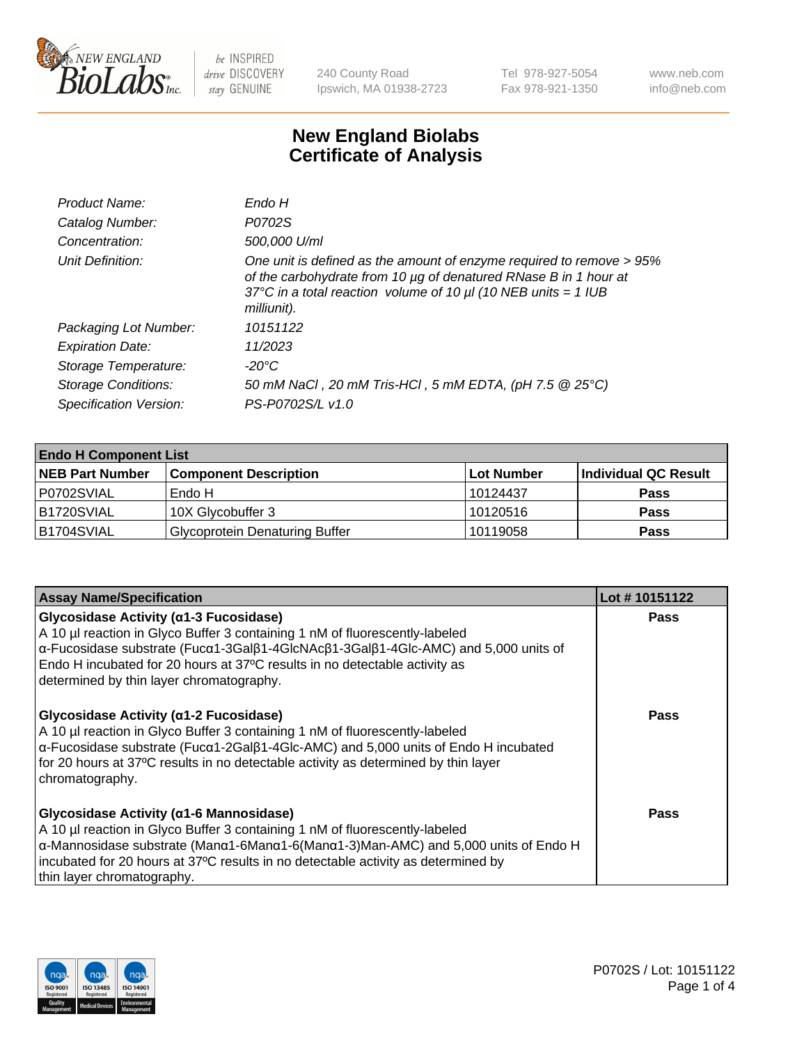New England BioLabs Inc. — be INSPIRED drive DISCOVERY stay GENUINE

240 County Road
Ipswich, MA 01938-2723

Tel 978-927-5054
Fax 978-921-1350

www.neb.com
info@neb.com

# New England Biolabs
# Certificate of Analysis

| | |
|---|---|
| *Product Name:* | *Endo H* |
| *Catalog Number:* | *P0702S* |
| *Concentration:* | *500,000 U/ml* |
| *Unit Definition:* | *One unit is defined as the amount of enzyme required to remove > 95% of the carbohydrate from 10 µg of denatured RNase B in 1 hour at 37°C in a total reaction volume of 10 µl (10 NEB units = 1 IUB milliunit).* |
| *Packaging Lot Number:* | *10151122* |
| *Expiration Date:* | *11/2023* |
| *Storage Temperature:* | *-20°C* |
| *Storage Conditions:* | *50 mM NaCl , 20 mM Tris-HCl , 5 mM EDTA, (pH 7.5 @ 25°C)* |
| *Specification Version:* | *PS-P0702S/L v1.0* |

| **Endo H Component List** | | | |
|---|---|---|---|
| **NEB Part Number** | **Component Description** | **Lot Number** | **Individual QC Result** |
| P0702SVIAL | Endo H | 10124437 | **Pass** |
| B1720SVIAL | 10X Glycobuffer 3 | 10120516 | **Pass** |
| B1704SVIAL | Glycoprotein Denaturing Buffer | 10119058 | **Pass** |

| **Assay Name/Specification** | **Lot # 10151122** |
|---|---|
| **Glycosidase Activity (α1-3 Fucosidase)** A 10 µl reaction in Glyco Buffer 3 containing 1 nM of fluorescently-labeled α-Fucosidase substrate (Fucα1-3Galβ1-4GlcNAcβ1-3Galβ1-4Glc-AMC) and 5,000 units of Endo H incubated for 20 hours at 37ºC results in no detectable activity as determined by thin layer chromatography. | **Pass** |
| **Glycosidase Activity (α1-2 Fucosidase)** A 10 µl reaction in Glyco Buffer 3 containing 1 nM of fluorescently-labeled α-Fucosidase substrate (Fucα1-2Galβ1-4Glc-AMC) and 5,000 units of Endo H incubated for 20 hours at 37ºC results in no detectable activity as determined by thin layer chromatography. | **Pass** |
| **Glycosidase Activity (α1-6 Mannosidase)** A 10 µl reaction in Glyco Buffer 3 containing 1 nM of fluorescently-labeled α-Mannosidase substrate (Manα1-6Manα1-6(Manα1-3)Man-AMC) and 5,000 units of Endo H incubated for 20 hours at 37ºC results in no detectable activity as determined by thin layer chromatography. | **Pass** |

P0702S / Lot: 10151122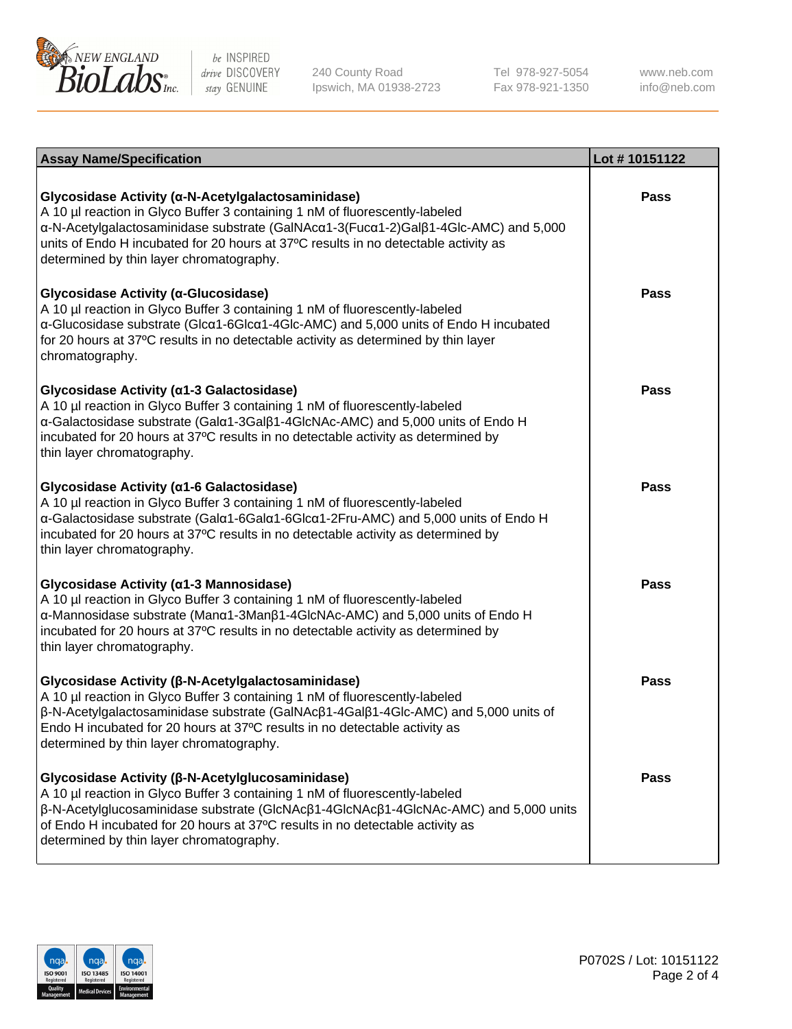| Assay Name/Specification | Lot # 10151122 |
| --- | --- |
| **Glycosidase Activity (α-N-Acetylgalactosaminidase)**<br>A 10 µl reaction in Glyco Buffer 3 containing 1 nM of fluorescently-labeled α-N-Acetylgalactosaminidase substrate (GalNAcα1-3(Fucα1-2)Galβ1-4Glc-AMC) and 5,000 units of Endo H incubated for 20 hours at 37ºC results in no detectable activity as determined by thin layer chromatography. | Pass |
| **Glycosidase Activity (α-Glucosidase)**<br>A 10 µl reaction in Glyco Buffer 3 containing 1 nM of fluorescently-labeled α-Glucosidase substrate (Glcα1-6Glcα1-4Glc-AMC) and 5,000 units of Endo H incubated for 20 hours at 37ºC results in no detectable activity as determined by thin layer chromatography. | Pass |
| **Glycosidase Activity (α1-3 Galactosidase)**<br>A 10 µl reaction in Glyco Buffer 3 containing 1 nM of fluorescently-labeled α-Galactosidase substrate (Galα1-3Galβ1-4GlcNAc-AMC) and 5,000 units of Endo H incubated for 20 hours at 37ºC results in no detectable activity as determined by thin layer chromatography. | Pass |
| **Glycosidase Activity (α1-6 Galactosidase)**<br>A 10 µl reaction in Glyco Buffer 3 containing 1 nM of fluorescently-labeled α-Galactosidase substrate (Galα1-6Galα1-6Glcα1-2Fru-AMC) and 5,000 units of Endo H incubated for 20 hours at 37ºC results in no detectable activity as determined by thin layer chromatography. | Pass |
| **Glycosidase Activity (α1-3 Mannosidase)**<br>A 10 µl reaction in Glyco Buffer 3 containing 1 nM of fluorescently-labeled α-Mannosidase substrate (Manα1-3Manβ1-4GlcNAc-AMC) and 5,000 units of Endo H incubated for 20 hours at 37ºC results in no detectable activity as determined by thin layer chromatography. | Pass |
| **Glycosidase Activity (β-N-Acetylgalactosaminidase)**<br>A 10 µl reaction in Glyco Buffer 3 containing 1 nM of fluorescently-labeled β-N-Acetylgalactosaminidase substrate (GalNAcβ1-4Galβ1-4Glc-AMC) and 5,000 units of Endo H incubated for 20 hours at 37ºC results in no detectable activity as determined by thin layer chromatography. | Pass |
| **Glycosidase Activity (β-N-Acetylglucosaminidase)**<br>A 10 µl reaction in Glyco Buffer 3 containing 1 nM of fluorescently-labeled β-N-Acetylglucosaminidase substrate (GlcNAcβ1-4GlcNAcβ1-4GlcNAc-AMC) and 5,000 units of Endo H incubated for 20 hours at 37ºC results in no detectable activity as determined by thin layer chromatography. | Pass |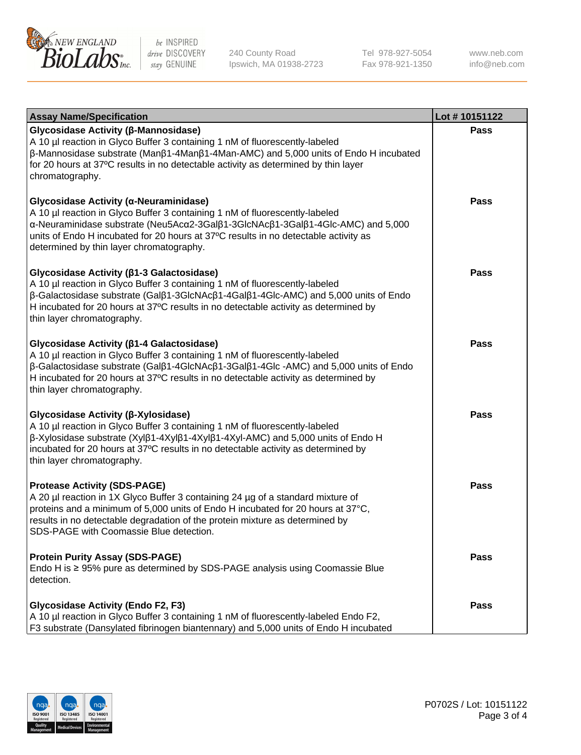| Assay Name/Specification | Lot # 10151122 |
|---|---|
| **Glycosidase Activity (β-Mannosidase)**<br>A 10 µl reaction in Glyco Buffer 3 containing 1 nM of fluorescently-labeled β-Mannosidase substrate (Manβ1-4Manβ1-4Man-AMC) and 5,000 units of Endo H incubated for 20 hours at 37ºC results in no detectable activity as determined by thin layer chromatography. | Pass |
| **Glycosidase Activity (α-Neuraminidase)**<br>A 10 µl reaction in Glyco Buffer 3 containing 1 nM of fluorescently-labeled α-Neuraminidase substrate (Neu5Acα2-3Galβ1-3GlcNAcβ1-3Galβ1-4Glc-AMC) and 5,000 units of Endo H incubated for 20 hours at 37ºC results in no detectable activity as determined by thin layer chromatography. | Pass |
| **Glycosidase Activity (β1-3 Galactosidase)**<br>A 10 µl reaction in Glyco Buffer 3 containing 1 nM of fluorescently-labeled β-Galactosidase substrate (Galβ1-3GlcNAcβ1-4Galβ1-4Glc-AMC) and 5,000 units of Endo H incubated for 20 hours at 37ºC results in no detectable activity as determined by thin layer chromatography. | Pass |
| **Glycosidase Activity (β1-4 Galactosidase)**<br>A 10 µl reaction in Glyco Buffer 3 containing 1 nM of fluorescently-labeled β-Galactosidase substrate (Galβ1-4GlcNAcβ1-3Galβ1-4Glc -AMC) and 5,000 units of Endo H incubated for 20 hours at 37ºC results in no detectable activity as determined by thin layer chromatography. | Pass |
| **Glycosidase Activity (β-Xylosidase)**<br>A 10 µl reaction in Glyco Buffer 3 containing 1 nM of fluorescently-labeled β-Xylosidase substrate (Xylβ1-4Xylβ1-4Xylβ1-4Xyl-AMC) and 5,000 units of Endo H incubated for 20 hours at 37ºC results in no detectable activity as determined by thin layer chromatography. | Pass |
| **Protease Activity (SDS-PAGE)**<br>A 20 µl reaction in 1X Glyco Buffer 3 containing 24 µg of a standard mixture of proteins and a minimum of 5,000 units of Endo H incubated for 20 hours at 37°C, results in no detectable degradation of the protein mixture as determined by SDS-PAGE with Coomassie Blue detection. | Pass |
| **Protein Purity Assay (SDS-PAGE)**<br>Endo H is ≥ 95% pure as determined by SDS-PAGE analysis using Coomassie Blue detection. | Pass |
| **Glycosidase Activity (Endo F2, F3)**<br>A 10 µl reaction in Glyco Buffer 3 containing 1 nM of fluorescently-labeled Endo F2, F3 substrate (Dansylated fibrinogen biantennary) and 5,000 units of Endo H incubated | Pass |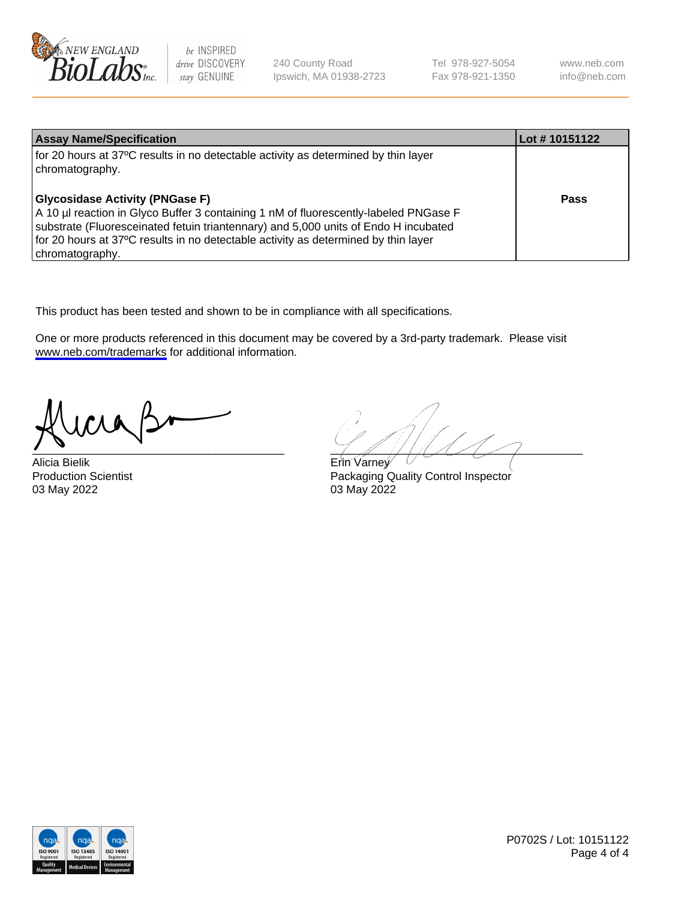| Assay Name/Specification | Lot # 10151122 |
|---|---|
| for 20 hours at 37ºC results in no detectable activity as determined by thin layer chromatography. | |
| **Glycosidase Activity (PNGase F)**<br>A 10 µl reaction in Glyco Buffer 3 containing 1 nM of fluorescently-labeled PNGase F substrate (Fluoresceinated fetuin triantennary) and 5,000 units of Endo H incubated for 20 hours at 37ºC results in no detectable activity as determined by thin layer chromatography. | **Pass** |

This product has been tested and shown to be in compliance with all specifications.

One or more products referenced in this document may be covered by a 3rd-party trademark. Please visit www.neb.com/trademarks for additional information.

Alicia Bielik
Production Scientist
03 May 2022

Erin Varney
Packaging Quality Control Inspector
03 May 2022

P0702S / Lot: 10151122